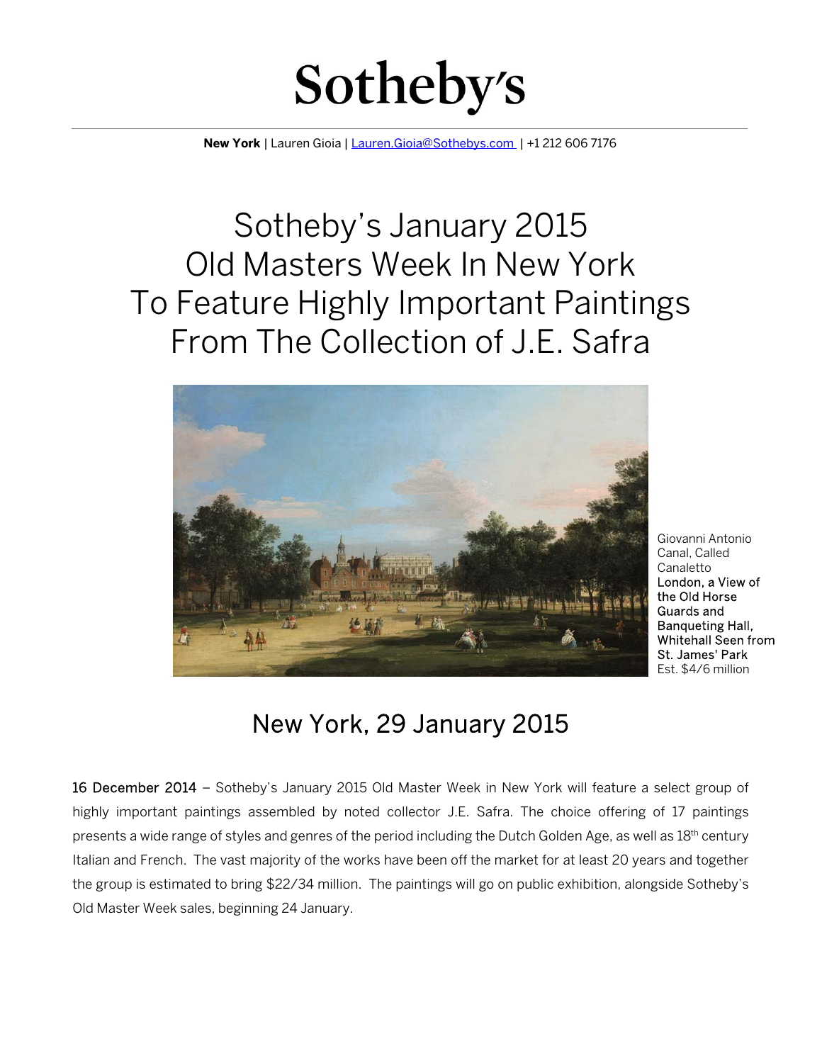# Sotheby's

**New York** | Lauren Gioia | Lauren.Gioia@Sothebys.com | +1 212 606 7176

# Sotheby's January 2015 Old Masters Week In New York To Feature Highly Important Paintings From The Collection of J.E. Safra

Giovanni Antonio Canal, Called Canaletto
**London, a View of the Old Horse Guards and Banqueting Hall, Whitehall Seen from St. James' Park**
Est. $4/6 million

## New York, 29 January 2015

**16 December 2014** – Sotheby's January 2015 Old Master Week in New York will feature a select group of highly important paintings assembled by noted collector J.E. Safra. The choice offering of 17 paintings presents a wide range of styles and genres of the period including the Dutch Golden Age, as well as 18th century Italian and French. The vast majority of the works have been off the market for at least 20 years and together the group is estimated to bring $22/34 million. The paintings will go on public exhibition, alongside Sotheby's Old Master Week sales, beginning 24 January.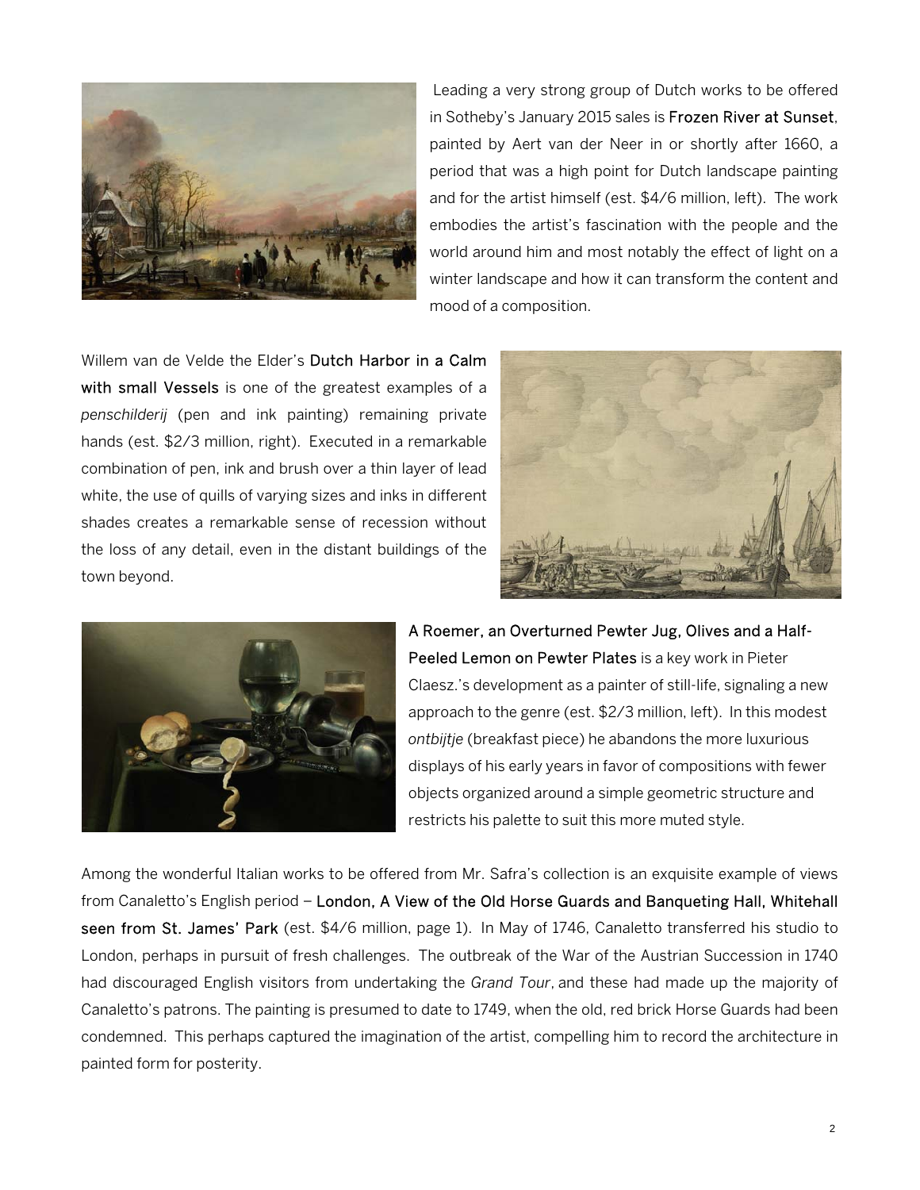Leading a very strong group of Dutch works to be offered in Sotheby's January 2015 sales is **Frozen River at Sunset**, painted by Aert van der Neer in or shortly after 1660, a period that was a high point for Dutch landscape painting and for the artist himself (est. $4/6 million, left). The work embodies the artist's fascination with the people and the world around him and most notably the effect of light on a winter landscape and how it can transform the content and mood of a composition.

Willem van de Velde the Elder's **Dutch Harbor in a Calm with small Vessels** is one of the greatest examples of a *penschilderij* (pen and ink painting) remaining private hands (est. $2/3 million, right). Executed in a remarkable combination of pen, ink and brush over a thin layer of lead white, the use of quills of varying sizes and inks in different shades creates a remarkable sense of recession without the loss of any detail, even in the distant buildings of the town beyond.

**A Roemer, an Overturned Pewter Jug, Olives and a Half-Peeled Lemon on Pewter Plates** is a key work in Pieter Claesz.'s development as a painter of still-life, signaling a new approach to the genre (est. $2/3 million, left). In this modest *ontbijtje* (breakfast piece) he abandons the more luxurious displays of his early years in favor of compositions with fewer objects organized around a simple geometric structure and restricts his palette to suit this more muted style.

Among the wonderful Italian works to be offered from Mr. Safra's collection is an exquisite example of views from Canaletto's English period – **London, A View of the Old Horse Guards and Banqueting Hall, Whitehall seen from St. James' Park** (est. $4/6 million, page 1). In May of 1746, Canaletto transferred his studio to London, perhaps in pursuit of fresh challenges. The outbreak of the War of the Austrian Succession in 1740 had discouraged English visitors from undertaking the *Grand Tour*, and these had made up the majority of Canaletto's patrons. The painting is presumed to date to 1749, when the old, red brick Horse Guards had been condemned. This perhaps captured the imagination of the artist, compelling him to record the architecture in painted form for posterity.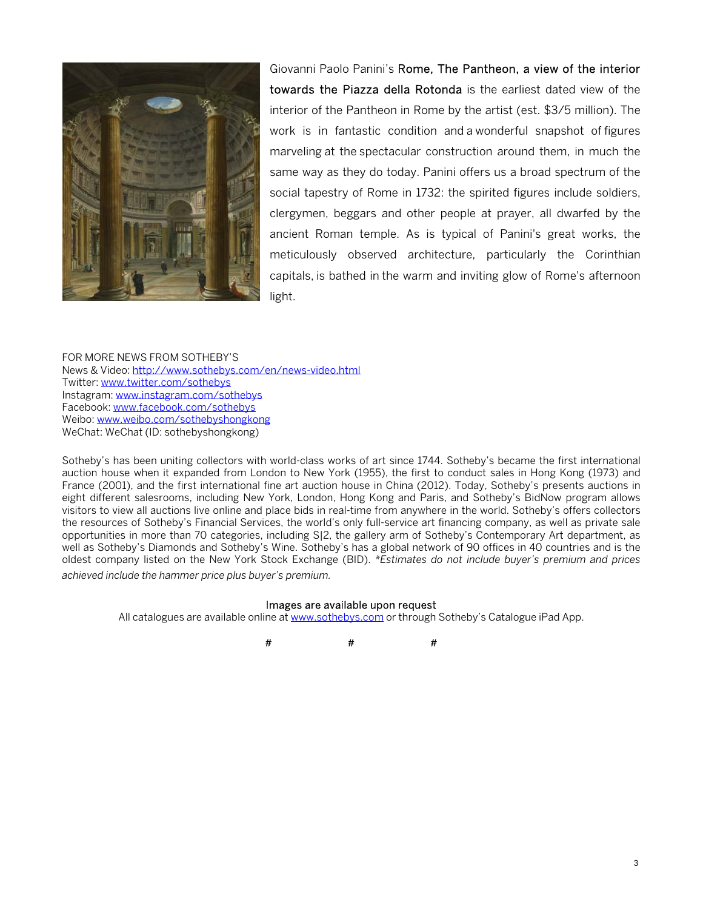Giovanni Paolo Panini's **Rome, The Pantheon, a view of the interior towards the Piazza della Rotonda** is the earliest dated view of the interior of the Pantheon in Rome by the artist (est. $3/5 million). The work is in fantastic condition and a wonderful snapshot of figures marveling at the spectacular construction around them, in much the same way as they do today. Panini offers us a broad spectrum of the social tapestry of Rome in 1732: the spirited figures include soldiers, clergymen, beggars and other people at prayer, all dwarfed by the ancient Roman temple. As is typical of Panini's great works, the meticulously observed architecture, particularly the Corinthian capitals, is bathed in the warm and inviting glow of Rome's afternoon light.

FOR MORE NEWS FROM SOTHEBY'S
News & Video: http://www.sothebys.com/en/news-video.html
Twitter: www.twitter.com/sothebys
Instagram: www.instagram.com/sothebys
Facebook: www.facebook.com/sothebys
Weibo: www.weibo.com/sothebyshongkong
WeChat: WeChat (ID: sothebyshongkong)

Sotheby's has been uniting collectors with world-class works of art since 1744. Sotheby's became the first international auction house when it expanded from London to New York (1955), the first to conduct sales in Hong Kong (1973) and France (2001), and the first international fine art auction house in China (2012). Today, Sotheby's presents auctions in eight different salesrooms, including New York, London, Hong Kong and Paris, and Sotheby's BidNow program allows visitors to view all auctions live online and place bids in real-time from anywhere in the world. Sotheby's offers collectors the resources of Sotheby's Financial Services, the world's only full-service art financing company, as well as private sale opportunities in more than 70 categories, including S|2, the gallery arm of Sotheby's Contemporary Art department, as well as Sotheby's Diamonds and Sotheby's Wine. Sotheby's has a global network of 90 offices in 40 countries and is the oldest company listed on the New York Stock Exchange (BID). *\*Estimates do not include buyer's premium and prices achieved include the hammer price plus buyer's premium.*

Images are available upon request
All catalogues are available online at www.sothebys.com or through Sotheby's Catalogue iPad App.

# # #